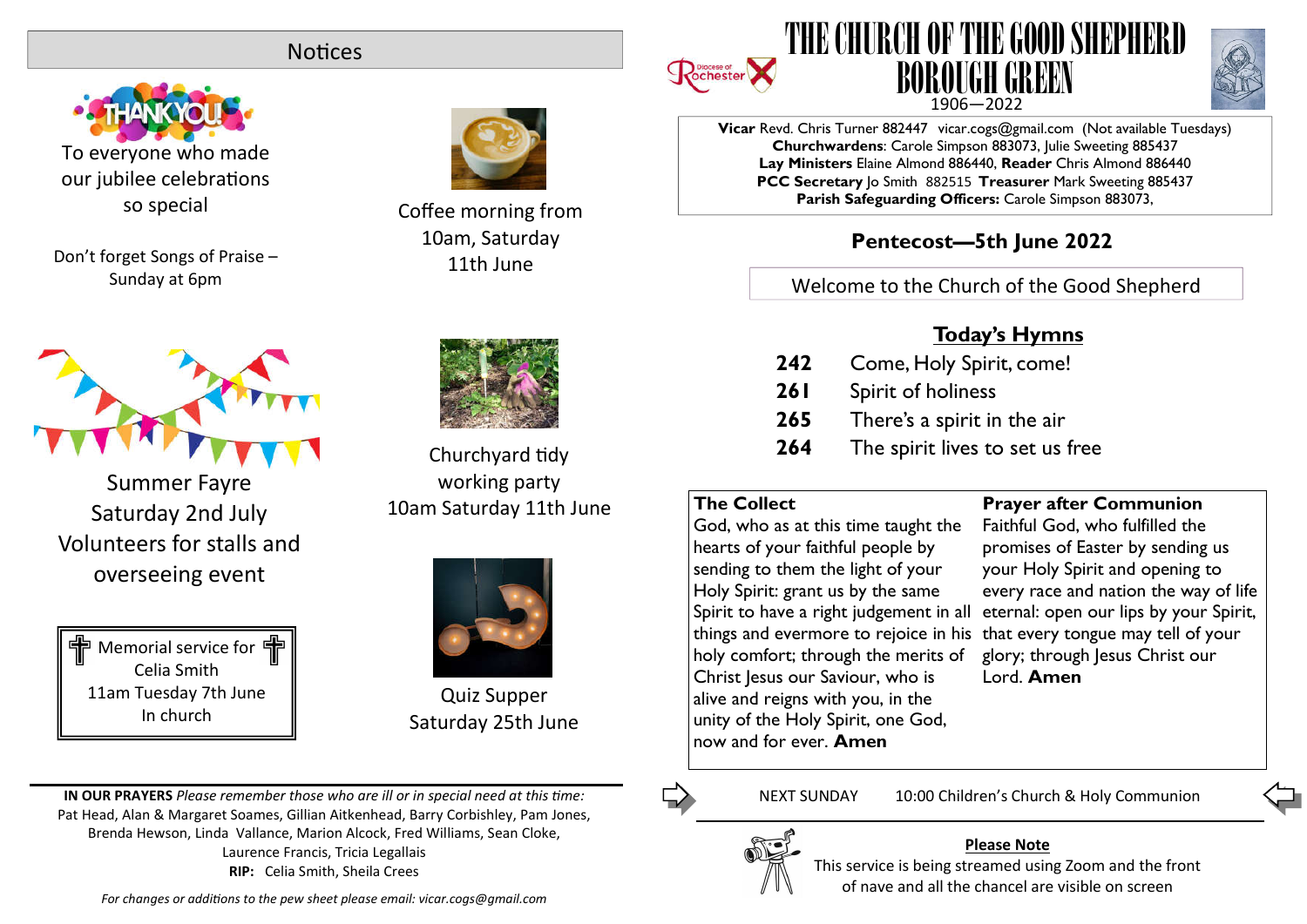# THE CHURCH OF THE GOOD SHEPHERD BOROUGH GREEN

1906—2022

Diocese of Rochester

**Vicar** Revd. Chris Turner 882447 vicar.cogs@gmail.com (Not available Tuesdays)
**Churchwardens**: Carole Simpson 883073, Julie Sweeting 885437
**Lay Ministers** Elaine Almond 886440, **Reader** Chris Almond 886440
**PCC Secretary** Jo Smith 882515 **Treasurer** Mark Sweeting 885437
**Parish Safeguarding Officers:** Carole Simpson 883073,

## Pentecost—5th June 2022

Welcome to the Church of the Good Shepherd

### Today's Hymns

| | |
|---|---|
| **242** | Come, Holy Spirit, come! |
| **261** | Spirit of holiness |
| **265** | There's a spirit in the air |
| **264** | The spirit lives to set us free |

**The Collect**
God, who as at this time taught the hearts of your faithful people by sending to them the light of your Holy Spirit: grant us by the same Spirit to have a right judgement in all things and evermore to rejoice in his holy comfort; through the merits of Christ Jesus our Saviour, who is alive and reigns with you, in the unity of the Holy Spirit, one God, now and for ever. **Amen**

**Prayer after Communion**
Faithful God, who fulfilled the promises of Easter by sending us your Holy Spirit and opening to every race and nation the way of life eternal: open our lips by your Spirit, that every tongue may tell of your glory; through Jesus Christ our Lord. **Amen**

NEXT SUNDAY 10:00 Children's Church & Holy Communion

**Please Note**
This service is being streamed using Zoom and the front of nave and all the chancel are visible on screen

## Notices

THANK YOU!
To everyone who made our jubilee celebrations so special

Don't forget Songs of Praise – Sunday at 6pm

Coffee morning from 10am, Saturday 11th June

Summer Fayre
Saturday 2nd July
Volunteers for stalls and overseeing event

Churchyard tidy working party
10am Saturday 11th June

Memorial service for Celia Smith
11am Tuesday 7th June
In church

Quiz Supper
Saturday 25th June

**IN OUR PRAYERS** *Please remember those who are ill or in special need at this time:*
Pat Head, Alan & Margaret Soames, Gillian Aitkenhead, Barry Corbishley, Pam Jones, Brenda Hewson, Linda Vallance, Marion Alcock, Fred Williams, Sean Cloke, Laurence Francis, Tricia Legallais
**RIP:** Celia Smith, Sheila Crees

*For changes or additions to the pew sheet please email: vicar.cogs@gmail.com*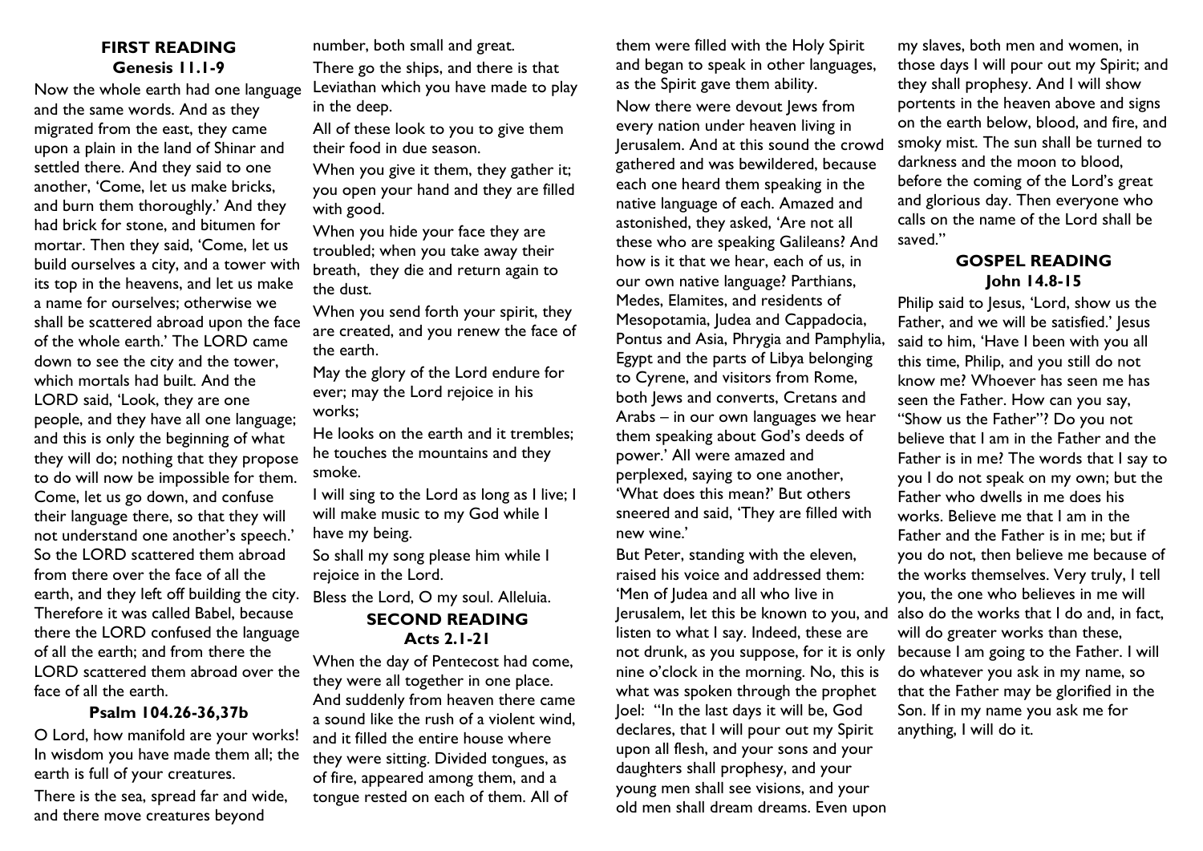## FIRST READING
### Genesis 11.1-9

Now the whole earth had one language and the same words. And as they migrated from the east, they came upon a plain in the land of Shinar and settled there. And they said to one another, 'Come, let us make bricks, and burn them thoroughly.' And they had brick for stone, and bitumen for mortar. Then they said, 'Come, let us build ourselves a city, and a tower with its top in the heavens, and let us make a name for ourselves; otherwise we shall be scattered abroad upon the face of the whole earth.' The LORD came down to see the city and the tower, which mortals had built. And the LORD said, 'Look, they are one people, and they have all one language; and this is only the beginning of what they will do; nothing that they propose to do will now be impossible for them. Come, let us go down, and confuse their language there, so that they will not understand one another's speech.' So the LORD scattered them abroad from there over the face of all the earth, and they left off building the city. Therefore it was called Babel, because there the LORD confused the language of all the earth; and from there the LORD scattered them abroad over the face of all the earth.

### Psalm 104.26-36,37b

O Lord, how manifold are your works! In wisdom you have made them all; the earth is full of your creatures.

There is the sea, spread far and wide, and there move creatures beyond number, both small and great.

There go the ships, and there is that Leviathan which you have made to play in the deep.

All of these look to you to give them their food in due season.

When you give it them, they gather it; you open your hand and they are filled with good.

When you hide your face they are troubled; when you take away their breath, they die and return again to the dust.

When you send forth your spirit, they are created, and you renew the face of the earth.

May the glory of the Lord endure for ever; may the Lord rejoice in his works;

He looks on the earth and it trembles; he touches the mountains and they smoke.

I will sing to the Lord as long as I live; I will make music to my God while I have my being.

So shall my song please him while I rejoice in the Lord.

Bless the Lord, O my soul. Alleluia.

## SECOND READING
### Acts 2.1-21

When the day of Pentecost had come, they were all together in one place. And suddenly from heaven there came a sound like the rush of a violent wind, and it filled the entire house where they were sitting. Divided tongues, as of fire, appeared among them, and a tongue rested on each of them. All of them were filled with the Holy Spirit and began to speak in other languages, as the Spirit gave them ability.

Now there were devout Jews from every nation under heaven living in Jerusalem. And at this sound the crowd gathered and was bewildered, because each one heard them speaking in the native language of each. Amazed and astonished, they asked, 'Are not all these who are speaking Galileans? And how is it that we hear, each of us, in our own native language? Parthians, Medes, Elamites, and residents of Mesopotamia, Judea and Cappadocia, Pontus and Asia, Phrygia and Pamphylia, Egypt and the parts of Libya belonging to Cyrene, and visitors from Rome, both Jews and converts, Cretans and Arabs – in our own languages we hear them speaking about God's deeds of power.' All were amazed and perplexed, saying to one another, 'What does this mean?' But others sneered and said, 'They are filled with new wine.'

But Peter, standing with the eleven, raised his voice and addressed them: 'Men of Judea and all who live in Jerusalem, let this be known to you, and listen to what I say. Indeed, these are not drunk, as you suppose, for it is only nine o'clock in the morning. No, this is what was spoken through the prophet Joel: "In the last days it will be, God declares, that I will pour out my Spirit upon all flesh, and your sons and your daughters shall prophesy, and your young men shall see visions, and your old men shall dream dreams. Even upon my slaves, both men and women, in those days I will pour out my Spirit; and they shall prophesy. And I will show portents in the heaven above and signs on the earth below, blood, and fire, and smoky mist. The sun shall be turned to darkness and the moon to blood, before the coming of the Lord's great and glorious day. Then everyone who calls on the name of the Lord shall be saved."

## GOSPEL READING
### John 14.8-15

Philip said to Jesus, 'Lord, show us the Father, and we will be satisfied.' Jesus said to him, 'Have I been with you all this time, Philip, and you still do not know me? Whoever has seen me has seen the Father. How can you say, "Show us the Father"? Do you not believe that I am in the Father and the Father is in me? The words that I say to you I do not speak on my own; but the Father who dwells in me does his works. Believe me that I am in the Father and the Father is in me; but if you do not, then believe me because of the works themselves. Very truly, I tell you, the one who believes in me will also do the works that I do and, in fact, will do greater works than these, because I am going to the Father. I will do whatever you ask in my name, so that the Father may be glorified in the Son. If in my name you ask me for anything, I will do it.